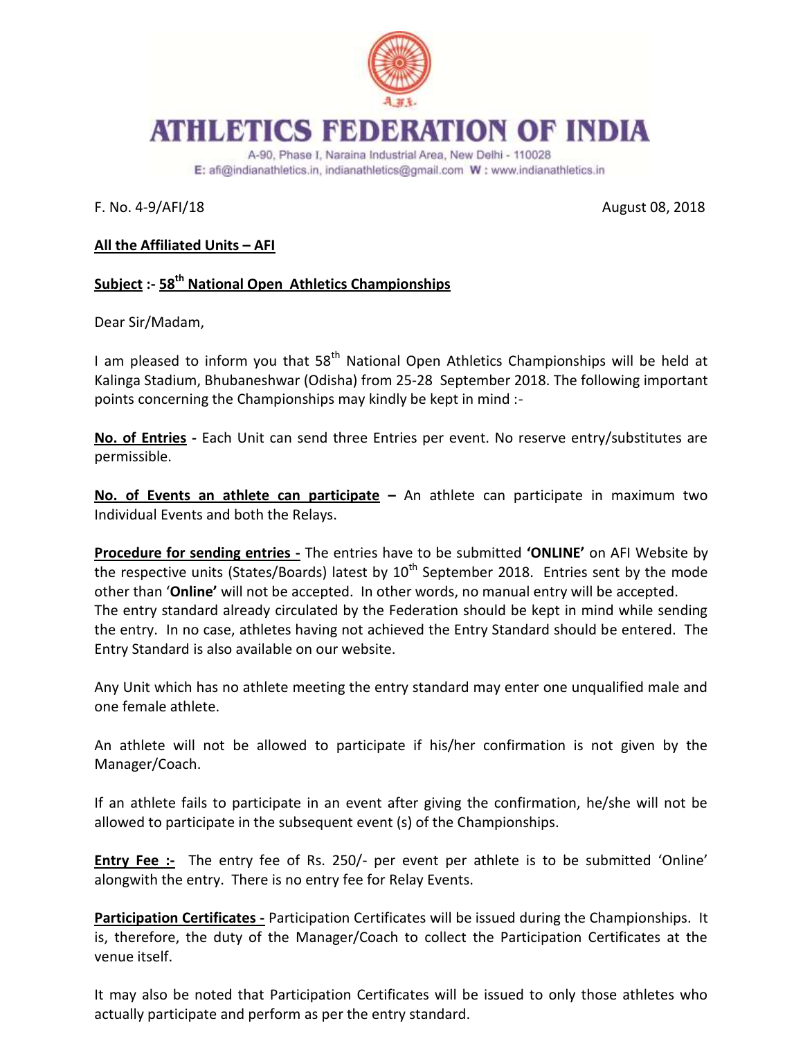# ATHLETICS FEDERATION OF INDIA

A-90, Phase I, Naraina Industrial Area, New Delhi - 110028
E: afi@indianathletics.in, indianathletics@gmail.com W : www.indianathletics.in

F. No. 4-9/AFI/18 August 08, 2018

**All the Affiliated Units – AFI**

**Subject :- 58th National Open Athletics Championships**

Dear Sir/Madam,

I am pleased to inform you that 58th National Open Athletics Championships will be held at Kalinga Stadium, Bhubaneshwar (Odisha) from 25-28 September 2018. The following important points concerning the Championships may kindly be kept in mind :-

**No. of Entries -** Each Unit can send three Entries per event. No reserve entry/substitutes are permissible.

**No. of Events an athlete can participate –** An athlete can participate in maximum two Individual Events and both the Relays.

**Procedure for sending entries -** The entries have to be submitted **'ONLINE'** on AFI Website by the respective units (States/Boards) latest by 10th September 2018. Entries sent by the mode other than '**Online'** will not be accepted. In other words, no manual entry will be accepted. The entry standard already circulated by the Federation should be kept in mind while sending the entry. In no case, athletes having not achieved the Entry Standard should be entered. The Entry Standard is also available on our website.

Any Unit which has no athlete meeting the entry standard may enter one unqualified male and one female athlete.

An athlete will not be allowed to participate if his/her confirmation is not given by the Manager/Coach.

If an athlete fails to participate in an event after giving the confirmation, he/she will not be allowed to participate in the subsequent event (s) of the Championships.

**Entry Fee :-** The entry fee of Rs. 250/- per event per athlete is to be submitted 'Online' alongwith the entry. There is no entry fee for Relay Events.

**Participation Certificates -** Participation Certificates will be issued during the Championships. It is, therefore, the duty of the Manager/Coach to collect the Participation Certificates at the venue itself.

It may also be noted that Participation Certificates will be issued to only those athletes who actually participate and perform as per the entry standard.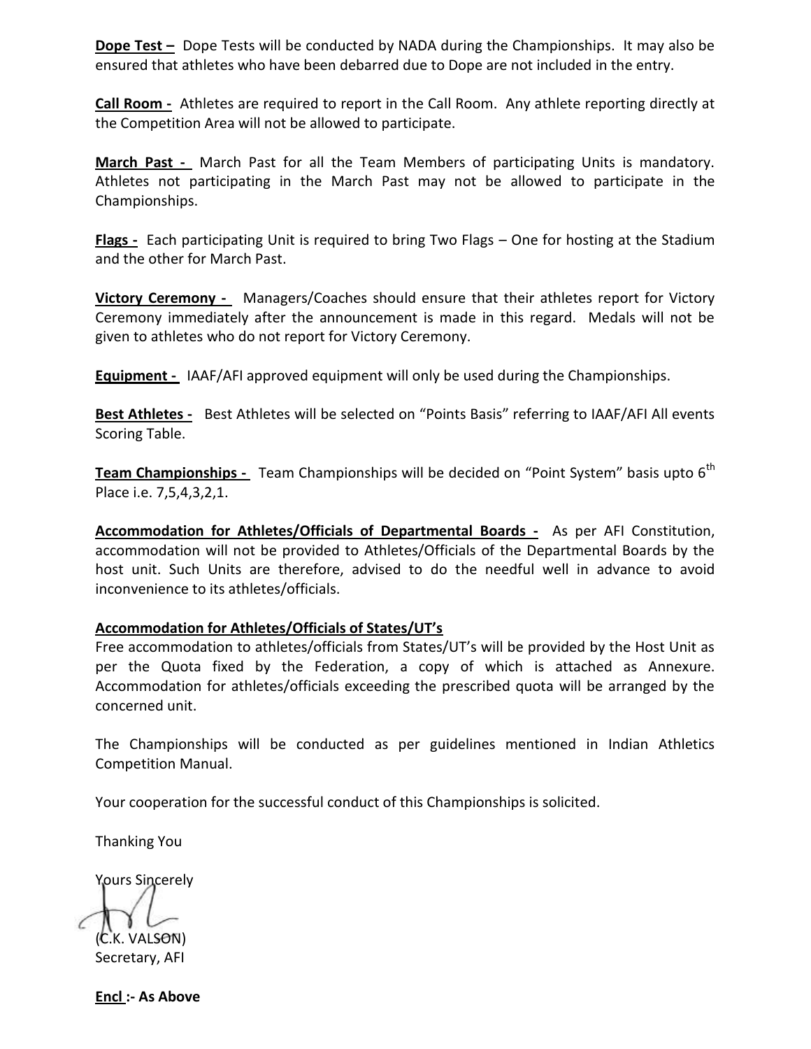**Dope Test –** Dope Tests will be conducted by NADA during the Championships. It may also be ensured that athletes who have been debarred due to Dope are not included in the entry.

**Call Room -** Athletes are required to report in the Call Room. Any athlete reporting directly at the Competition Area will not be allowed to participate.

**March Past -** March Past for all the Team Members of participating Units is mandatory. Athletes not participating in the March Past may not be allowed to participate in the Championships.

**Flags -** Each participating Unit is required to bring Two Flags – One for hosting at the Stadium and the other for March Past.

**Victory Ceremony -** Managers/Coaches should ensure that their athletes report for Victory Ceremony immediately after the announcement is made in this regard. Medals will not be given to athletes who do not report for Victory Ceremony.

**Equipment -** IAAF/AFI approved equipment will only be used during the Championships.

**Best Athletes -** Best Athletes will be selected on "Points Basis" referring to IAAF/AFI All events Scoring Table.

**Team Championships -** Team Championships will be decided on "Point System" basis upto 6th Place i.e. 7,5,4,3,2,1.

**Accommodation for Athletes/Officials of Departmental Boards -** As per AFI Constitution, accommodation will not be provided to Athletes/Officials of the Departmental Boards by the host unit. Such Units are therefore, advised to do the needful well in advance to avoid inconvenience to its athletes/officials.

**Accommodation for Athletes/Officials of States/UT's**

Free accommodation to athletes/officials from States/UT's will be provided by the Host Unit as per the Quota fixed by the Federation, a copy of which is attached as Annexure. Accommodation for athletes/officials exceeding the prescribed quota will be arranged by the concerned unit.

The Championships will be conducted as per guidelines mentioned in Indian Athletics Competition Manual.

Your cooperation for the successful conduct of this Championships is solicited.

Thanking You

Yours Sincerely

(C.K. VALSON)
Secretary, AFI

**Encl :- As Above**